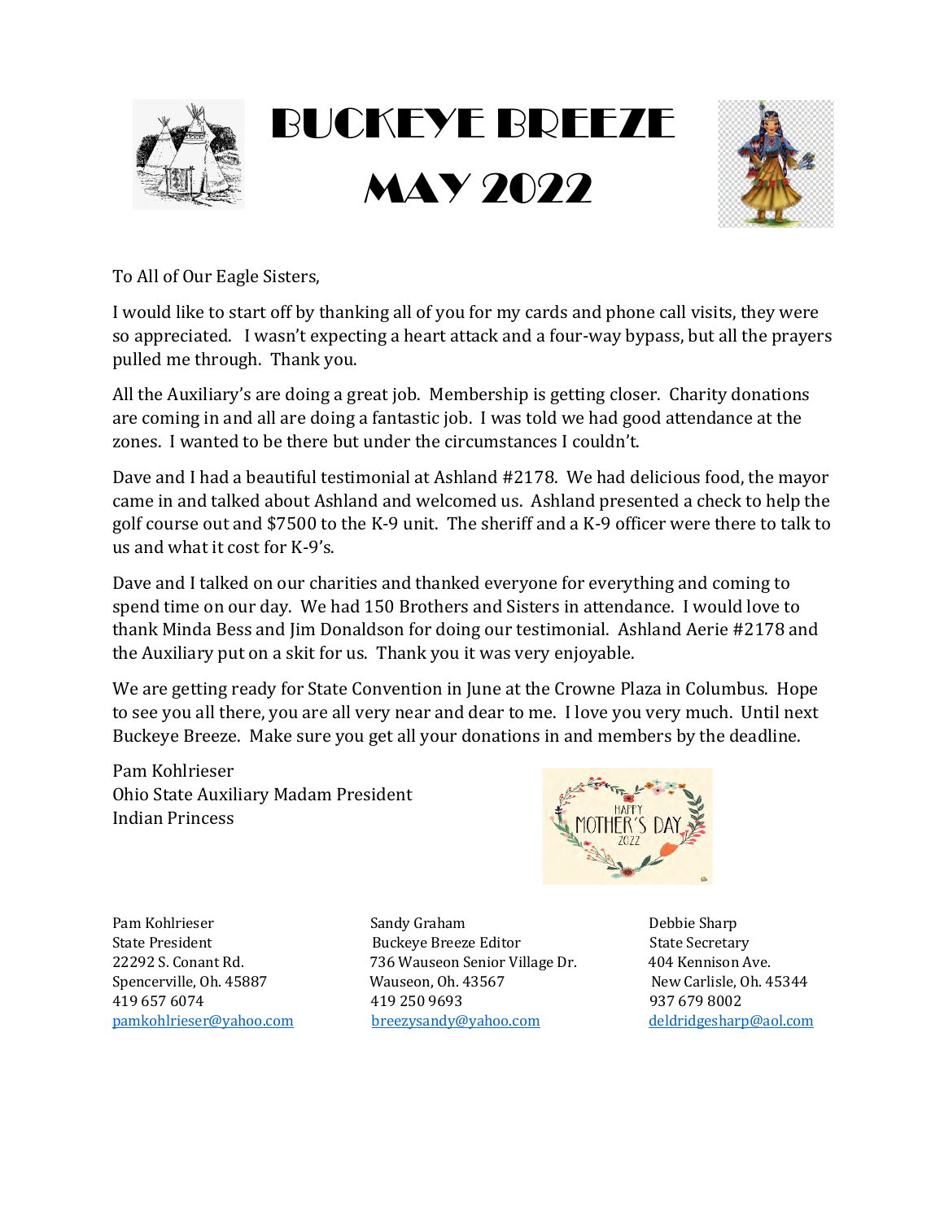# BUCKEYE BREEZE

# MAY 2022

To All of Our Eagle Sisters,

I would like to start off by thanking all of you for my cards and phone call visits, they were so appreciated. I wasn't expecting a heart attack and a four-way bypass, but all the prayers pulled me through. Thank you.

All the Auxiliary's are doing a great job. Membership is getting closer. Charity donations are coming in and all are doing a fantastic job. I was told we had good attendance at the zones. I wanted to be there but under the circumstances I couldn't.

Dave and I had a beautiful testimonial at Ashland #2178. We had delicious food, the mayor came in and talked about Ashland and welcomed us. Ashland presented a check to help the golf course out and $7500 to the K-9 unit. The sheriff and a K-9 officer were there to talk to us and what it cost for K-9's.

Dave and I talked on our charities and thanked everyone for everything and coming to spend time on our day. We had 150 Brothers and Sisters in attendance. I would love to thank Minda Bess and Jim Donaldson for doing our testimonial. Ashland Aerie #2178 and the Auxiliary put on a skit for us. Thank you it was very enjoyable.

We are getting ready for State Convention in June at the Crowne Plaza in Columbus. Hope to see you all there, you are all very near and dear to me. I love you very much. Until next Buckeye Breeze. Make sure you get all your donations in and members by the deadline.

Pam Kohlrieser
Ohio State Auxiliary Madam President
Indian Princess

HAPPY MOTHER'S DAY 2022

Pam Kohlrieser
State President
22292 S. Conant Rd.
Spencerville, Oh. 45887
419 657 6074
pamkohlrieser@yahoo.com

Sandy Graham
Buckeye Breeze Editor
736 Wauseon Senior Village Dr.
Wauseon, Oh. 43567
419 250 9693
breezysandy@yahoo.com

Debbie Sharp
State Secretary
404 Kennison Ave.
New Carlisle, Oh. 45344
937 679 8002
deldridgesharp@aol.com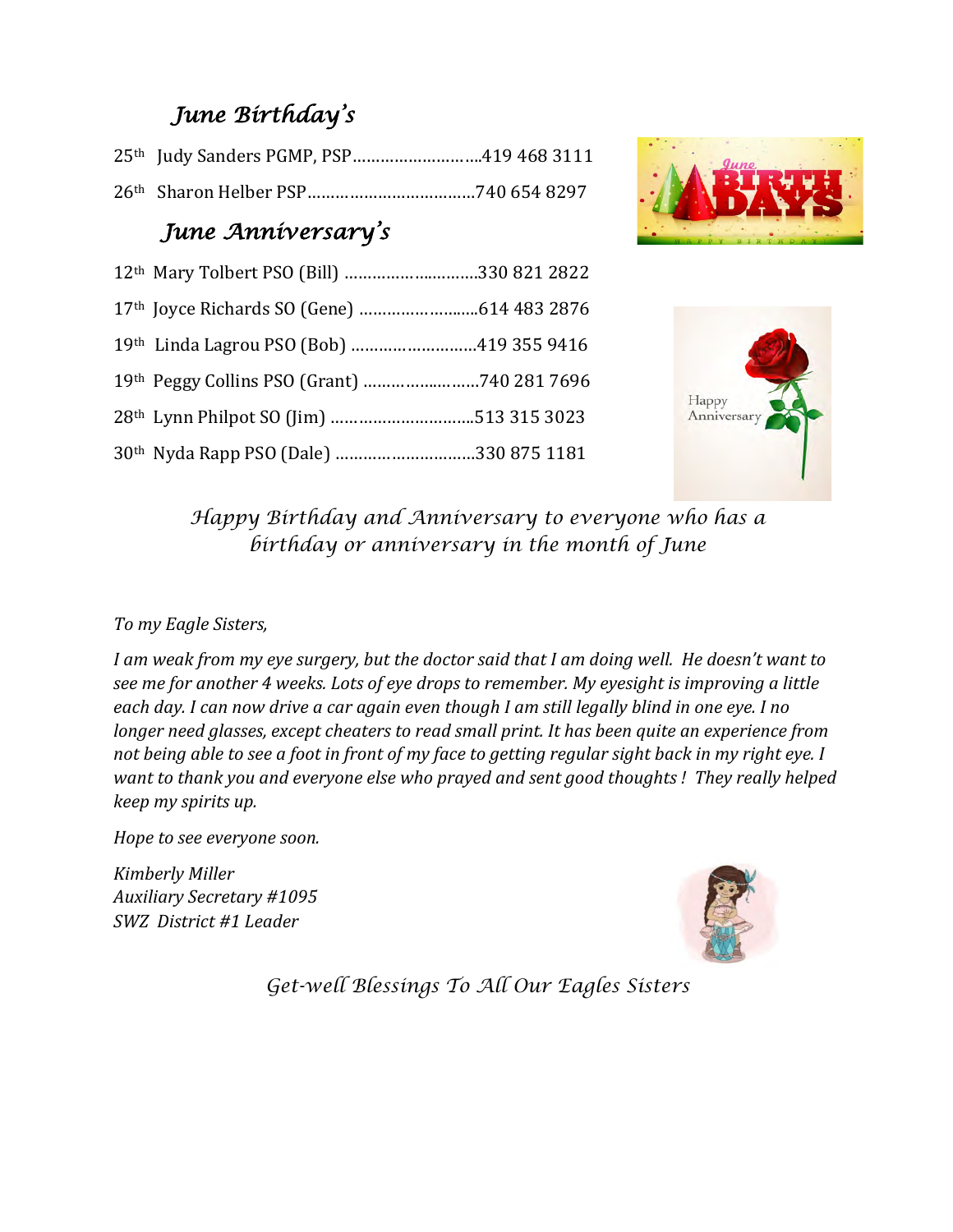## *June Birthday's*

25th Judy Sanders PGMP, PSP……………………….419 468 3111

26th Sharon Helber PSP……………………………...740 654 8297

## *June Anniversary's*

12th Mary Tolbert PSO (Bill) ………………..……….330 821 2822

17th Joyce Richards SO (Gene) …………………......614 483 2876

19th Linda Lagrou PSO (Bob) ………………………419 355 9416

19th Peggy Collins PSO (Grant) ………………..……740 281 7696

28th Lynn Philpot SO (Jim) …………………………..513 315 3023

30th Nyda Rapp PSO (Dale) …………………………330 875 1181

*Happy Birthday and Anniversary to everyone who has a birthday or anniversary in the month of June*

*To my Eagle Sisters,*

*I am weak from my eye surgery, but the doctor said that I am doing well. He doesn't want to see me for another 4 weeks. Lots of eye drops to remember. My eyesight is improving a little each day. I can now drive a car again even though I am still legally blind in one eye. I no longer need glasses, except cheaters to read small print. It has been quite an experience from not being able to see a foot in front of my face to getting regular sight back in my right eye. I want to thank you and everyone else who prayed and sent good thoughts ! They really helped keep my spirits up.*

*Hope to see everyone soon.*

*Kimberly Miller*
*Auxiliary Secretary #1095*
*SWZ District #1 Leader*

*Get-well Blessings To All Our Eagles Sisters*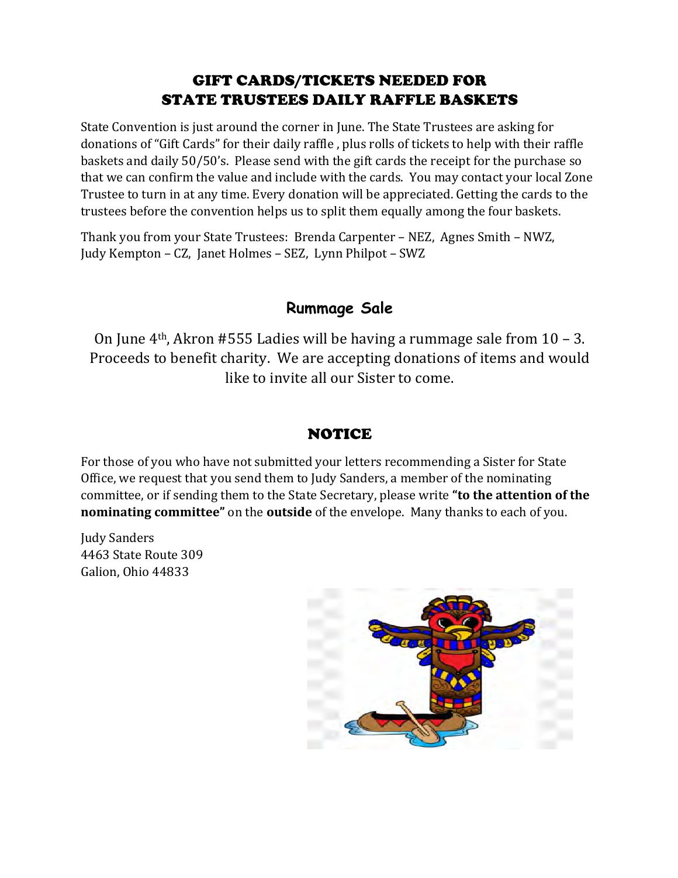## GIFT CARDS/TICKETS NEEDED FOR STATE TRUSTEES DAILY RAFFLE BASKETS

State Convention is just around the corner in June. The State Trustees are asking for donations of "Gift Cards" for their daily raffle , plus rolls of tickets to help with their raffle baskets and daily 50/50's. Please send with the gift cards the receipt for the purchase so that we can confirm the value and include with the cards. You may contact your local Zone Trustee to turn in at any time. Every donation will be appreciated. Getting the cards to the trustees before the convention helps us to split them equally among the four baskets.

Thank you from your State Trustees: Brenda Carpenter – NEZ, Agnes Smith – NWZ, Judy Kempton – CZ, Janet Holmes – SEZ, Lynn Philpot – SWZ

## Rummage Sale

On June 4th, Akron #555 Ladies will be having a rummage sale from 10 – 3. Proceeds to benefit charity. We are accepting donations of items and would like to invite all our Sister to come.

## NOTICE

For those of you who have not submitted your letters recommending a Sister for State Office, we request that you send them to Judy Sanders, a member of the nominating committee, or if sending them to the State Secretary, please write **"to the attention of the nominating committee"** on the **outside** of the envelope. Many thanks to each of you.

Judy Sanders
4463 State Route 309
Galion, Ohio 44833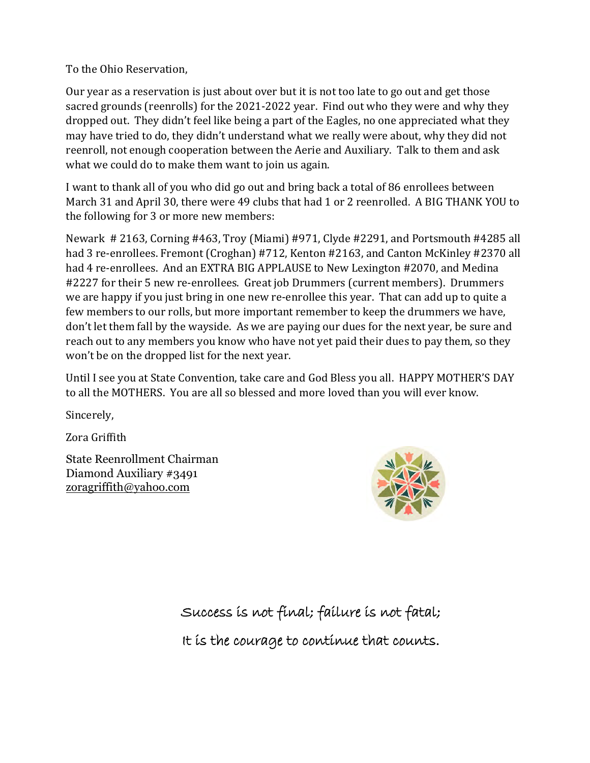To the Ohio Reservation,

Our year as a reservation is just about over but it is not too late to go out and get those sacred grounds (reenrolls) for the 2021-2022 year. Find out who they were and why they dropped out. They didn't feel like being a part of the Eagles, no one appreciated what they may have tried to do, they didn't understand what we really were about, why they did not reenroll, not enough cooperation between the Aerie and Auxiliary. Talk to them and ask what we could do to make them want to join us again.

I want to thank all of you who did go out and bring back a total of 86 enrollees between March 31 and April 30, there were 49 clubs that had 1 or 2 reenrolled. A BIG THANK YOU to the following for 3 or more new members:

Newark # 2163, Corning #463, Troy (Miami) #971, Clyde #2291, and Portsmouth #4285 all had 3 re-enrollees. Fremont (Croghan) #712, Kenton #2163, and Canton McKinley #2370 all had 4 re-enrollees. And an EXTRA BIG APPLAUSE to New Lexington #2070, and Medina #2227 for their 5 new re-enrollees. Great job Drummers (current members). Drummers we are happy if you just bring in one new re-enrollee this year. That can add up to quite a few members to our rolls, but more important remember to keep the drummers we have, don't let them fall by the wayside. As we are paying our dues for the next year, be sure and reach out to any members you know who have not yet paid their dues to pay them, so they won't be on the dropped list for the next year.

Until I see you at State Convention, take care and God Bless you all. HAPPY MOTHER'S DAY to all the MOTHERS. You are all so blessed and more loved than you will ever know.

Sincerely,

Zora Griffith

State Reenrollment Chairman
Diamond Auxiliary #3491
zoragriffith@yahoo.com

*Success is not final; failure is not fatal;*

*It is the courage to continue that counts.*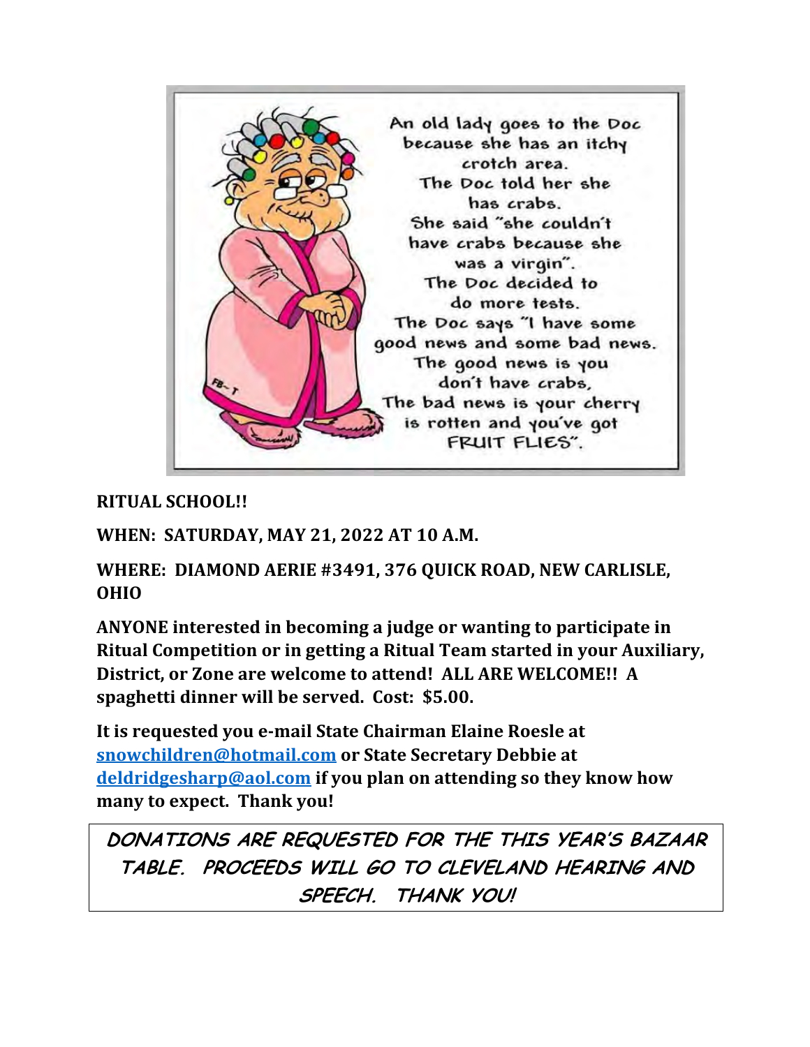An old lady goes to the Doc because she has an itchy crotch area. The Doc told her she has crabs. She said "she couldn't have crabs because she was a virgin". The Doc decided to do more tests. The Doc says "I have some good news and some bad news. The good news is you don't have crabs, The bad news is your cherry is rotten and you've got FRUIT FLIES".

**RITUAL SCHOOL!!**

**WHEN: SATURDAY, MAY 21, 2022 AT 10 A.M.**

**WHERE: DIAMOND AERIE #3491, 376 QUICK ROAD, NEW CARLISLE, OHIO**

**ANYONE interested in becoming a judge or wanting to participate in Ritual Competition or in getting a Ritual Team started in your Auxiliary, District, or Zone are welcome to attend! ALL ARE WELCOME!! A spaghetti dinner will be served. Cost: $5.00.**

**It is requested you e-mail State Chairman Elaine Roesle at snowchildren@hotmail.com or State Secretary Debbie at deldridgesharp@aol.com if you plan on attending so they know how many to expect. Thank you!**

***DONATIONS ARE REQUESTED FOR THE THIS YEAR'S BAZAAR TABLE. PROCEEDS WILL GO TO CLEVELAND HEARING AND SPEECH. THANK YOU!***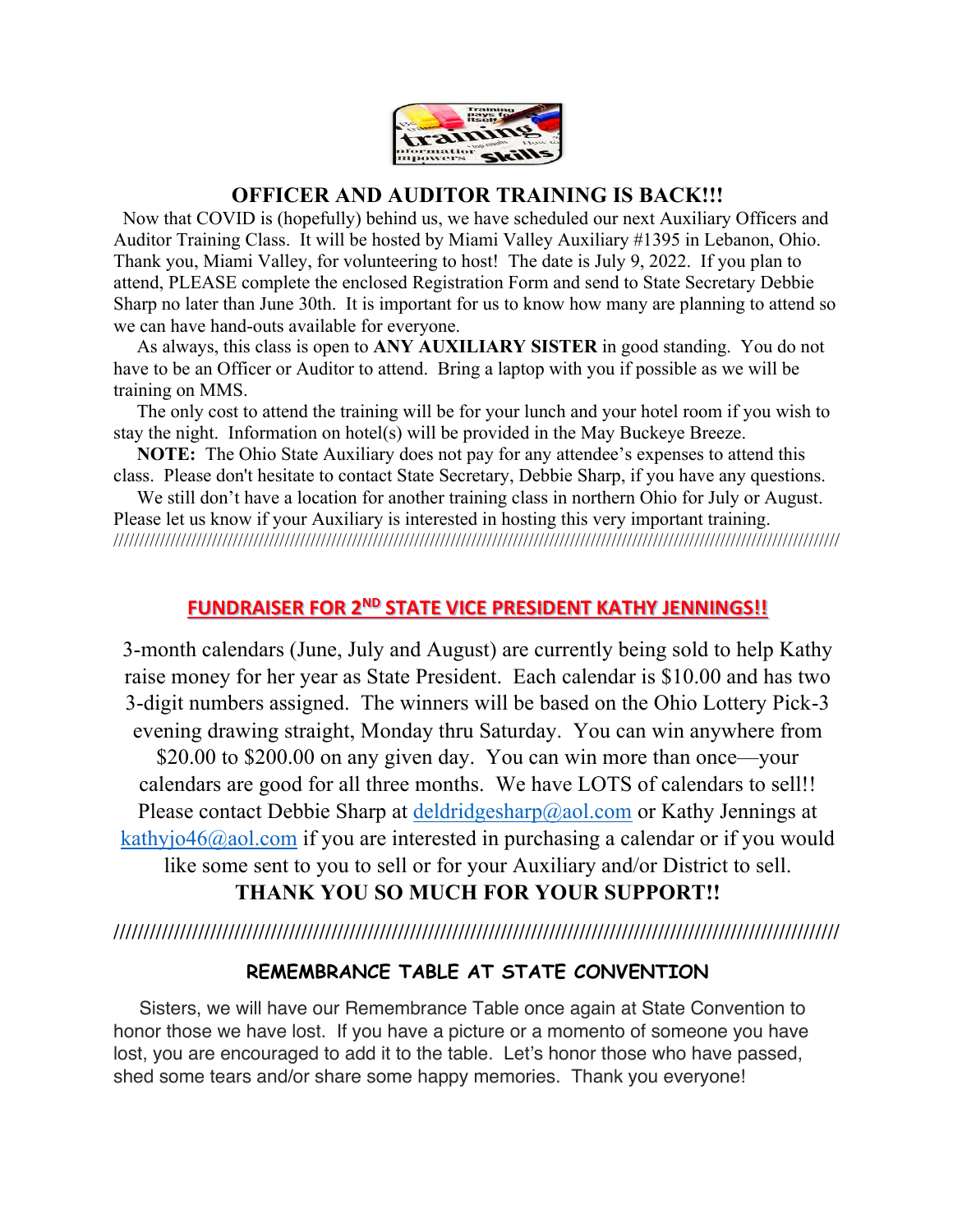## OFFICER AND AUDITOR TRAINING IS BACK!!!

Now that COVID is (hopefully) behind us, we have scheduled our next Auxiliary Officers and Auditor Training Class. It will be hosted by Miami Valley Auxiliary #1395 in Lebanon, Ohio. Thank you, Miami Valley, for volunteering to host! The date is July 9, 2022. If you plan to attend, PLEASE complete the enclosed Registration Form and send to State Secretary Debbie Sharp no later than June 30th. It is important for us to know how many are planning to attend so we can have hand-outs available for everyone.

As always, this class is open to **ANY AUXILIARY SISTER** in good standing. You do not have to be an Officer or Auditor to attend. Bring a laptop with you if possible as we will be training on MMS.

The only cost to attend the training will be for your lunch and your hotel room if you wish to stay the night. Information on hotel(s) will be provided in the May Buckeye Breeze.

**NOTE:** The Ohio State Auxiliary does not pay for any attendee's expenses to attend this class. Please don't hesitate to contact State Secretary, Debbie Sharp, if you have any questions.

We still don't have a location for another training class in northern Ohio for July or August. Please let us know if your Auxiliary is interested in hosting this very important training.

////////////////////////////////////////////////////////////////////////////////////////////////////////////////////////////////////

## FUNDRAISER FOR 2ND STATE VICE PRESIDENT KATHY JENNINGS!!

3-month calendars (June, July and August) are currently being sold to help Kathy raise money for her year as State President. Each calendar is $10.00 and has two 3-digit numbers assigned. The winners will be based on the Ohio Lottery Pick-3 evening drawing straight, Monday thru Saturday. You can win anywhere from $20.00 to $200.00 on any given day. You can win more than once—your calendars are good for all three months. We have LOTS of calendars to sell!! Please contact Debbie Sharp at deldridgesharp@aol.com or Kathy Jennings at kathyjo46@aol.com if you are interested in purchasing a calendar or if you would like some sent to you to sell or for your Auxiliary and/or District to sell.

**THANK YOU SO MUCH FOR YOUR SUPPORT!!**

////////////////////////////////////////////////////////////////////////////////////////////////////////////////////////////////////

## REMEMBRANCE TABLE AT STATE CONVENTION

Sisters, we will have our Remembrance Table once again at State Convention to honor those we have lost. If you have a picture or a momento of someone you have lost, you are encouraged to add it to the table. Let's honor those who have passed, shed some tears and/or share some happy memories. Thank you everyone!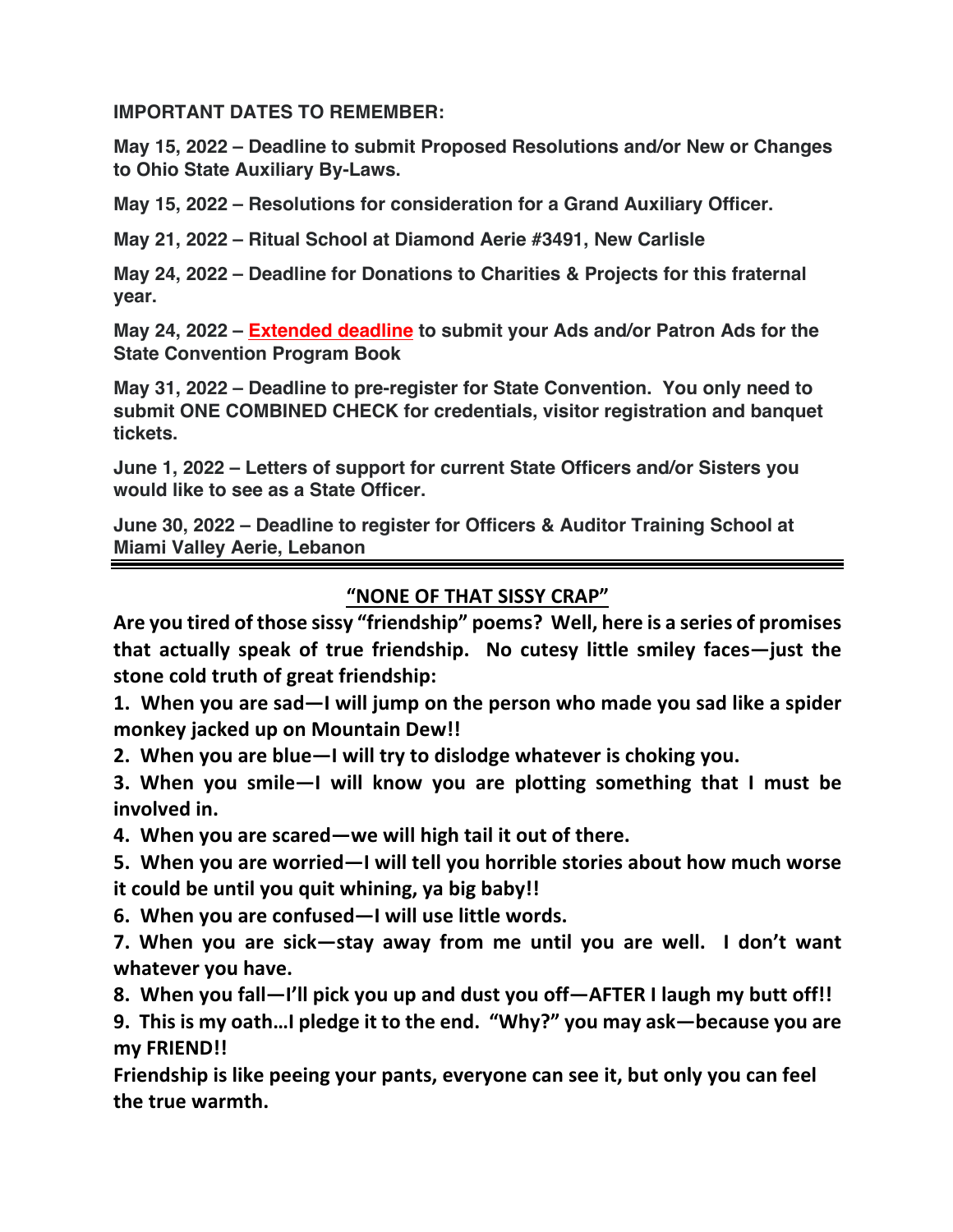**IMPORTANT DATES TO REMEMBER:**

**May 15, 2022 – Deadline to submit Proposed Resolutions and/or New or Changes to Ohio State Auxiliary By-Laws.**

**May 15, 2022 – Resolutions for consideration for a Grand Auxiliary Officer.**

**May 21, 2022 – Ritual School at Diamond Aerie #3491, New Carlisle**

**May 24, 2022 – Deadline for Donations to Charities & Projects for this fraternal year.**

**May 24, 2022 – Extended deadline to submit your Ads and/or Patron Ads for the State Convention Program Book**

**May 31, 2022 – Deadline to pre-register for State Convention. You only need to submit ONE COMBINED CHECK for credentials, visitor registration and banquet tickets.**

**June 1, 2022 – Letters of support for current State Officers and/or Sisters you would like to see as a State Officer.**

**June 30, 2022 – Deadline to register for Officers & Auditor Training School at Miami Valley Aerie, Lebanon**

---

## "NONE OF THAT SISSY CRAP"

**Are you tired of those sissy "friendship" poems? Well, here is a series of promises that actually speak of true friendship. No cutesy little smiley faces—just the stone cold truth of great friendship:**

**1. When you are sad—I will jump on the person who made you sad like a spider monkey jacked up on Mountain Dew!!**

**2. When you are blue—I will try to dislodge whatever is choking you.**

**3. When you smile—I will know you are plotting something that I must be involved in.**

**4. When you are scared—we will high tail it out of there.**

**5. When you are worried—I will tell you horrible stories about how much worse it could be until you quit whining, ya big baby!!**

**6. When you are confused—I will use little words.**

**7. When you are sick—stay away from me until you are well. I don't want whatever you have.**

**8. When you fall—I'll pick you up and dust you off—AFTER I laugh my butt off!!**

**9. This is my oath…I pledge it to the end. "Why?" you may ask—because you are my FRIEND!!**

**Friendship is like peeing your pants, everyone can see it, but only you can feel the true warmth.**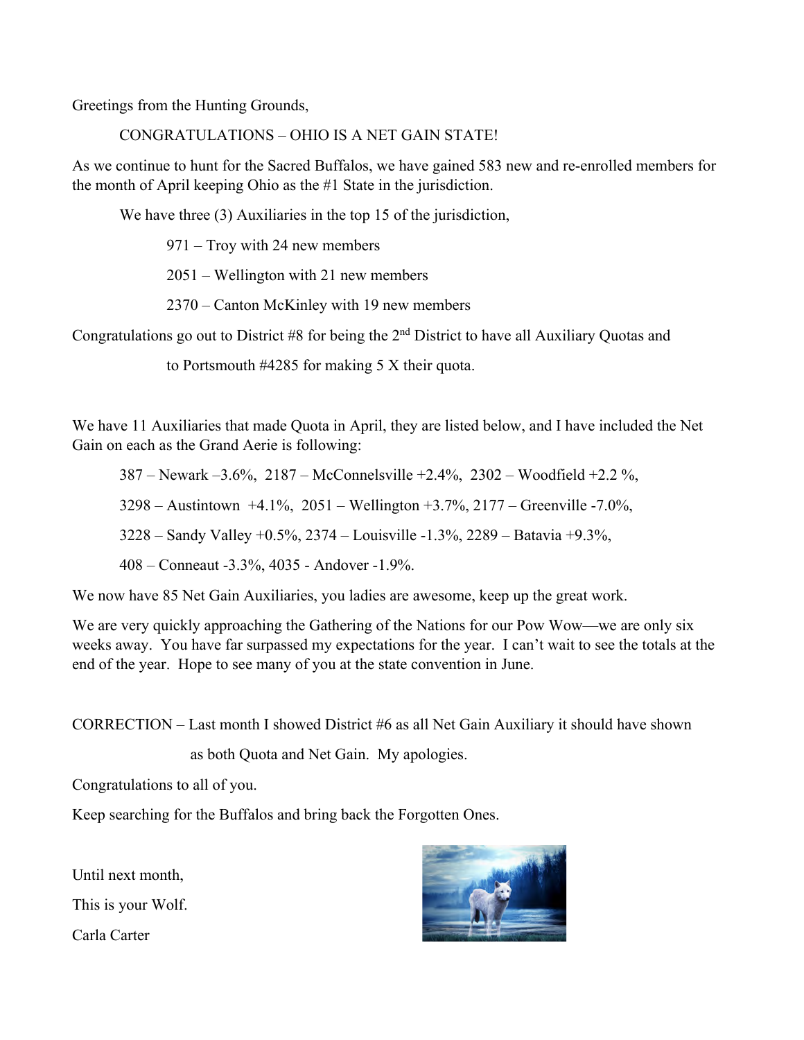Greetings from the Hunting Grounds,

CONGRATULATIONS – OHIO IS A NET GAIN STATE!

As we continue to hunt for the Sacred Buffalos, we have gained 583 new and re-enrolled members for the month of April keeping Ohio as the #1 State in the jurisdiction.

We have three (3) Auxiliaries in the top 15 of the jurisdiction,

971 – Troy with 24 new members

2051 – Wellington with 21 new members

2370 – Canton McKinley with 19 new members

Congratulations go out to District #8 for being the 2nd District to have all Auxiliary Quotas and

to Portsmouth #4285 for making 5 X their quota.

We have 11 Auxiliaries that made Quota in April, they are listed below, and I have included the Net Gain on each as the Grand Aerie is following:

387 – Newark –3.6%, 2187 – McConnelsville +2.4%, 2302 – Woodfield +2.2 %,

3298 – Austintown +4.1%, 2051 – Wellington +3.7%, 2177 – Greenville -7.0%,

3228 – Sandy Valley +0.5%, 2374 – Louisville -1.3%, 2289 – Batavia +9.3%,

408 – Conneaut -3.3%, 4035 - Andover -1.9%.

We now have 85 Net Gain Auxiliaries, you ladies are awesome, keep up the great work.

We are very quickly approaching the Gathering of the Nations for our Pow Wow—we are only six weeks away. You have far surpassed my expectations for the year. I can't wait to see the totals at the end of the year. Hope to see many of you at the state convention in June.

CORRECTION – Last month I showed District #6 as all Net Gain Auxiliary it should have shown as both Quota and Net Gain. My apologies.

Congratulations to all of you.

Keep searching for the Buffalos and bring back the Forgotten Ones.

Until next month,

This is your Wolf.

Carla Carter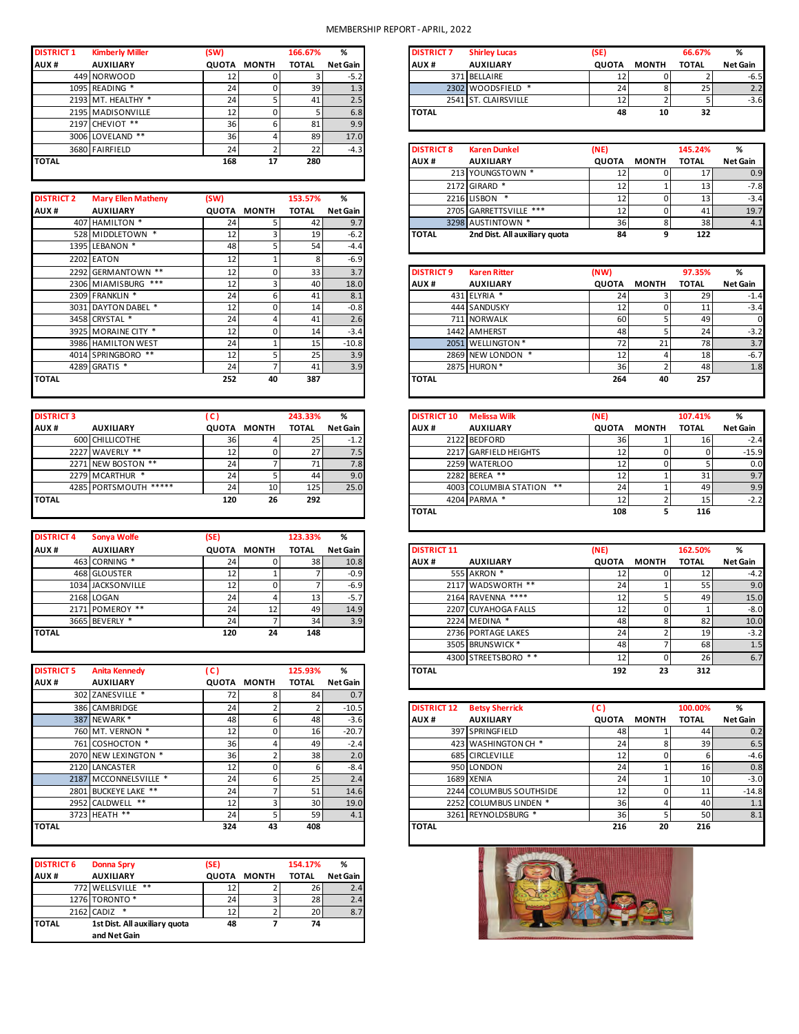MEMBERSHIP REPORT - APRIL, 2022

| DISTRICT 1 | Kimberly Miller | (SW) | | 166.67% | % |
|---|---|---|---|---|---|
| AUX # | AUXILIARY | QUOTA | MONTH | TOTAL | Net Gain |
| 449 | NORWOOD | 12 | 0 | 3 | -5.2 |
| 1095 | READING * | 24 | 0 | 39 | 1.3 |
| 2193 | MT. HEALTHY * | 24 | 5 | 41 | 2.5 |
| 2195 | MADISONVILLE | 12 | 0 | 5 | 6.8 |
| 2197 | CHEVIOT ** | 36 | 6 | 81 | 9.9 |
| 3006 | LOVELAND ** | 36 | 4 | 89 | 17.0 |
| 3680 | FAIRFIELD | 24 | 2 | 22 | -4.3 |
| TOTAL | | 168 | 17 | 280 | |

| DISTRICT 2 | Mary Ellen Matheny | (SW) | | 153.57% | % |
|---|---|---|---|---|---|
| AUX # | AUXILIARY | QUOTA | MONTH | TOTAL | Net Gain |
| 407 | HAMILTON * | 24 | 5 | 42 | 9.7 |
| 528 | MIDDLETOWN * | 12 | 3 | 19 | -6.2 |
| 1395 | LEBANON * | 48 | 5 | 54 | -4.4 |
| 2202 | EATON | 12 | 1 | 8 | -6.9 |
| 2292 | GERMANTOWN ** | 12 | 0 | 33 | 3.7 |
| 2306 | MIAMISBURG *** | 12 | 3 | 40 | 18.0 |
| 2309 | FRANKLIN * | 24 | 6 | 41 | 8.1 |
| 3031 | DAYTON DABEL * | 12 | 0 | 14 | -0.8 |
| 3458 | CRYSTAL * | 24 | 4 | 41 | 2.6 |
| 3925 | MORAINE CITY * | 12 | 0 | 14 | -3.4 |
| 3986 | HAMILTON WEST | 24 | 1 | 15 | -10.8 |
| 4014 | SPRINGBORO ** | 12 | 5 | 25 | 3.9 |
| 4289 | GRATIS * | 24 | 7 | 41 | 3.9 |
| TOTAL | | 252 | 40 | 387 | |

| DISTRICT 3 | | ( C ) | | 243.33% | % |
|---|---|---|---|---|---|
| AUX # | AUXILIARY | QUOTA | MONTH | TOTAL | Net Gain |
| 600 | CHILLICOTHE | 36 | 4 | 25 | -1.2 |
| 2227 | WAVERLY ** | 12 | 0 | 27 | 7.5 |
| 2271 | NEW BOSTON ** | 24 | 7 | 71 | 7.8 |
| 2279 | MCARTHUR * | 24 | 5 | 44 | 9.0 |
| 4285 | PORTSMOUTH ***** | 24 | 10 | 125 | 25.0 |
| TOTAL | | 120 | 26 | 292 | |

| DISTRICT 4 | Sonya Wolfe | (SE) | | 123.33% | % |
|---|---|---|---|---|---|
| AUX # | AUXILIARY | QUOTA | MONTH | TOTAL | Net Gain |
| 463 | CORNING * | 24 | 0 | 38 | 10.8 |
| 468 | GLOUSTER | 12 | 1 | 7 | -0.9 |
| 1034 | JACKSONVILLE | 12 | 0 | 7 | -6.9 |
| 2168 | LOGAN | 24 | 4 | 13 | -5.7 |
| 2171 | POMEROY ** | 24 | 12 | 49 | 14.9 |
| 3665 | BEVERLY * | 24 | 7 | 34 | 3.9 |
| TOTAL | | 120 | 24 | 148 | |

| DISTRICT 5 | Anita Kennedy | ( C ) | | 125.93% | % |
|---|---|---|---|---|---|
| AUX # | AUXILIARY | QUOTA | MONTH | TOTAL | Net Gain |
| 302 | ZANESVILLE * | 72 | 8 | 84 | 0.7 |
| 386 | CAMBRIDGE | 24 | 2 | 2 | -10.5 |
| 387 | NEWARK * | 48 | 6 | 48 | -3.6 |
| 760 | MT. VERNON * | 12 | 0 | 16 | -20.7 |
| 761 | COSHOCTON * | 36 | 4 | 49 | -2.4 |
| 2070 | NEW LEXINGTON * | 36 | 2 | 38 | 2.0 |
| 2120 | LANCASTER | 12 | 0 | 6 | -8.4 |
| 2187 | MCCONNELSVILLE * | 24 | 6 | 25 | 2.4 |
| 2801 | BUCKEYE LAKE ** | 24 | 7 | 51 | 14.6 |
| 2952 | CALDWELL ** | 12 | 3 | 30 | 19.0 |
| 3723 | HEATH ** | 24 | 5 | 59 | 4.1 |
| TOTAL | | 324 | 43 | 408 | |

| DISTRICT 6 | Donna Spry | (SE) | | 154.17% | % |
|---|---|---|---|---|---|
| AUX # | AUXILIARY | QUOTA | MONTH | TOTAL | Net Gain |
| 772 | WELLSVILLE ** | 12 | 2 | 26 | 2.4 |
| 1276 | TORONTO * | 24 | 3 | 28 | 2.4 |
| 2162 | CADIZ * | 12 | 2 | 20 | 8.7 |
| TOTAL | 1st Dist. All auxiliary quota and Net Gain | 48 | 7 | 74 | |

| DISTRICT 7 | Shirley Lucas | (SE) | | 66.67% | % |
|---|---|---|---|---|---|
| AUX # | AUXILIARY | QUOTA | MONTH | TOTAL | Net Gain |
| 371 | BELLAIRE | 12 | 0 | 2 | -6.5 |
| 2302 | WOODSFIELD * | 24 | 8 | 25 | 2.2 |
| 2541 | ST. CLAIRSVILLE | 12 | 2 | 5 | -3.6 |
| TOTAL | | 48 | 10 | 32 | |

| DISTRICT 8 | Karen Dunkel | (NE) | | 145.24% | % |
|---|---|---|---|---|---|
| AUX # | AUXILIARY | QUOTA | MONTH | TOTAL | Net Gain |
| 213 | YOUNGSTOWN * | 12 | 0 | 17 | 0.9 |
| 2172 | GIRARD * | 12 | 1 | 13 | -7.8 |
| 2216 | LISBON * | 12 | 0 | 13 | -3.4 |
| 2705 | GARRETTSVILLE *** | 12 | 0 | 41 | 19.7 |
| 3298 | AUSTINTOWN * | 36 | 8 | 38 | 4.1 |
| TOTAL | 2nd Dist. All auxiliary quota | 84 | 9 | 122 | |

| DISTRICT 9 | Karen Ritter | (NW) | | 97.35% | % |
|---|---|---|---|---|---|
| AUX # | AUXILIARY | QUOTA | MONTH | TOTAL | Net Gain |
| 431 | ELYRIA * | 24 | 3 | 29 | -1.4 |
| 444 | SANDUSKY | 12 | 0 | 11 | -3.4 |
| 711 | NORWALK | 60 | 5 | 49 | 0 |
| 1442 | AMHERST | 48 | 5 | 24 | -3.2 |
| 2051 | WELLINGTON * | 72 | 21 | 78 | 3.7 |
| 2869 | NEW LONDON * | 12 | 4 | 18 | -6.7 |
| 2875 | HURON * | 36 | 2 | 48 | 1.8 |
| TOTAL | | 264 | 40 | 257 | |

| DISTRICT 10 | Melissa Wilk | (NE) | | 107.41% | % |
|---|---|---|---|---|---|
| AUX # | AUXILIARY | QUOTA | MONTH | TOTAL | Net Gain |
| 2122 | BEDFORD | 36 | 1 | 16 | -2.4 |
| 2217 | GARFIELD HEIGHTS | 12 | 0 | 0 | -15.9 |
| 2259 | WATERLOO | 12 | 0 | 5 | 0.0 |
| 2282 | BEREA ** | 12 | 1 | 31 | 9.7 |
| 4003 | COLUMBIA STATION ** | 24 | 1 | 49 | 9.9 |
| 4204 | PARMA * | 12 | 2 | 15 | -2.2 |
| TOTAL | | 108 | 5 | 116 | |

| DISTRICT 11 | | (NE) | | 162.50% | % |
|---|---|---|---|---|---|
| AUX # | AUXILIARY | QUOTA | MONTH | TOTAL | Net Gain |
| 555 | AKRON * | 12 | 0 | 12 | -4.2 |
| 2117 | WADSWORTH ** | 24 | 1 | 55 | 9.0 |
| 2164 | RAVENNA **** | 12 | 5 | 49 | 15.0 |
| 2207 | CUYAHOGA FALLS | 12 | 0 | 1 | -8.0 |
| 2224 | MEDINA * | 48 | 8 | 82 | 10.0 |
| 2736 | PORTAGE LAKES | 24 | 2 | 19 | -3.2 |
| 3505 | BRUNSWICK * | 48 | 7 | 68 | 1.5 |
| 4300 | STREETSBORO * * | 12 | 0 | 26 | 6.7 |
| TOTAL | | 192 | 23 | 312 | |

| DISTRICT 12 | Betsy Sherrick | ( C ) | | 100.00% | % |
|---|---|---|---|---|---|
| AUX # | AUXILIARY | QUOTA | MONTH | TOTAL | Net Gain |
| 397 | SPRINGFIELD | 48 | 1 | 44 | 0.2 |
| 423 | WASHINGTON CH * | 24 | 8 | 39 | 6.5 |
| 685 | CIRCLEVILLE | 12 | 0 | 6 | -4.6 |
| 950 | LONDON | 24 | 1 | 16 | 0.8 |
| 1689 | XENIA | 24 | 1 | 10 | -3.0 |
| 2244 | COLUMBUS SOUTHSIDE | 12 | 0 | 11 | -14.8 |
| 2252 | COLUMBUS LINDEN * | 36 | 4 | 40 | 1.1 |
| 3261 | REYNOLDSBURG * | 36 | 5 | 50 | 8.1 |
| TOTAL | | 216 | 20 | 216 | |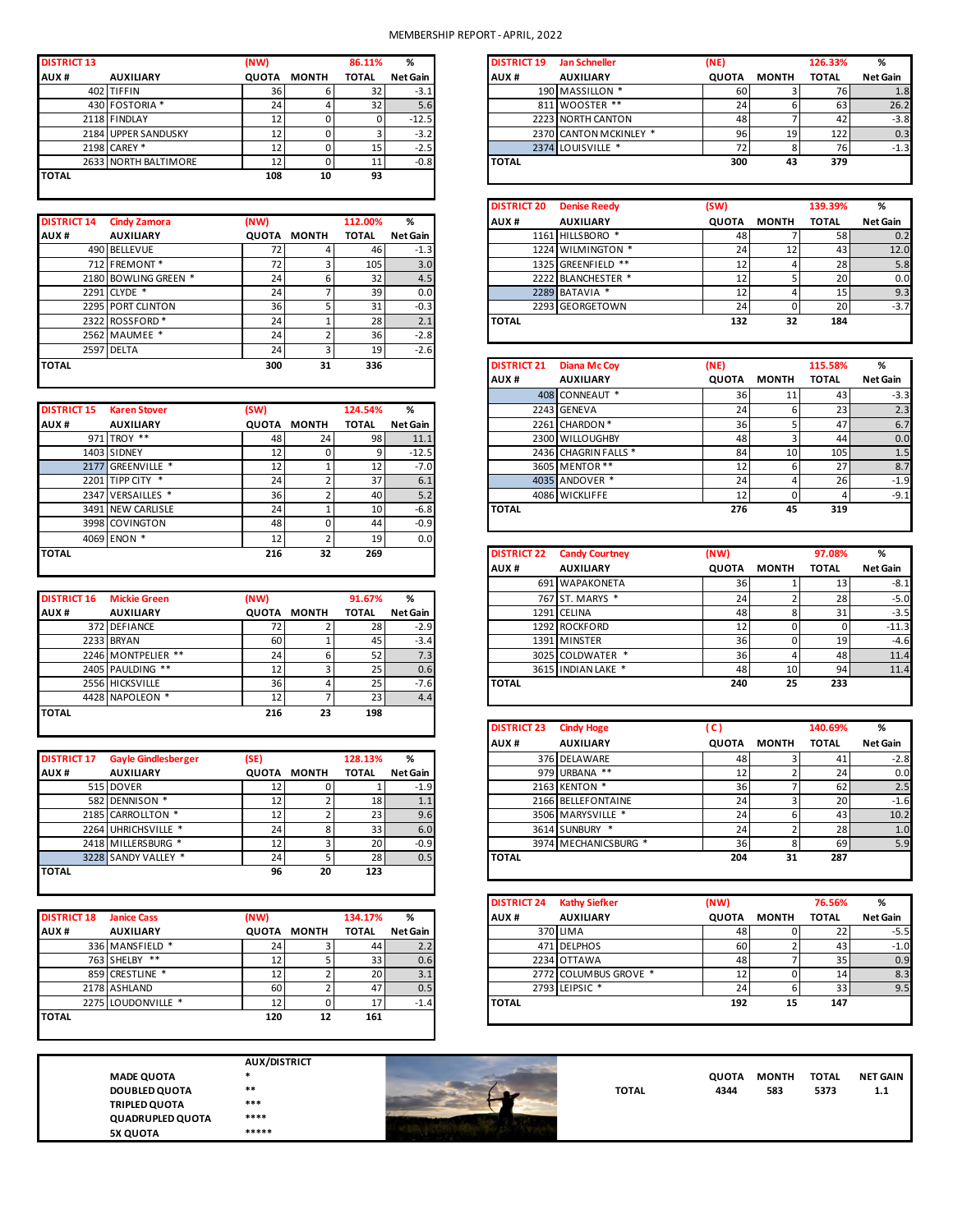# MEMBERSHIP REPORT - APRIL, 2022

| DISTRICT 13 | | (NW) | | 86.11% | % |
|---|---|---|---|---|---|
| AUX # | AUXILIARY | QUOTA | MONTH | TOTAL | Net Gain |
| 402 | TIFFIN | 36 | 6 | 32 | -3.1 |
| 430 | FOSTORIA * | 24 | 4 | 32 | 5.6 |
| 2118 | FINDLAY | 12 | 0 | 0 | -12.5 |
| 2184 | UPPER SANDUSKY | 12 | 0 | 3 | -3.2 |
| 2198 | CAREY * | 12 | 0 | 15 | -2.5 |
| 2633 | NORTH BALTIMORE | 12 | 0 | 11 | -0.8 |
| TOTAL | | 108 | 10 | 93 | |

| DISTRICT 14 | Cindy Zamora | (NW) | | 112.00% | % |
|---|---|---|---|---|---|
| AUX # | AUXILIARY | QUOTA | MONTH | TOTAL | Net Gain |
| 490 | BELLEVUE | 72 | 4 | 46 | -1.3 |
| 712 | FREMONT * | 72 | 3 | 105 | 3.0 |
| 2180 | BOWLING GREEN * | 24 | 6 | 32 | 4.5 |
| 2291 | CLYDE * | 24 | 7 | 39 | 0.0 |
| 2295 | PORT CLINTON | 36 | 5 | 31 | -0.3 |
| 2322 | ROSSFORD * | 24 | 1 | 28 | 2.1 |
| 2562 | MAUMEE * | 24 | 2 | 36 | -2.8 |
| 2597 | DELTA | 24 | 3 | 19 | -2.6 |
| TOTAL | | 300 | 31 | 336 | |

| DISTRICT 15 | Karen Stover | (SW) | | 124.54% | % |
|---|---|---|---|---|---|
| AUX # | AUXILIARY | QUOTA | MONTH | TOTAL | Net Gain |
| 971 | TROY ** | 48 | 24 | 98 | 11.1 |
| 1403 | SIDNEY | 12 | 0 | 9 | -12.5 |
| 2177 | GREENVILLE * | 12 | 1 | 12 | -7.0 |
| 2201 | TIPP CITY * | 24 | 2 | 37 | 6.1 |
| 2347 | VERSAILLES * | 36 | 2 | 40 | 5.2 |
| 3491 | NEW CARLISLE | 24 | 1 | 10 | -6.8 |
| 3998 | COVINGTON | 48 | 0 | 44 | -0.9 |
| 4069 | ENON * | 12 | 2 | 19 | 0.0 |
| TOTAL | | 216 | 32 | 269 | |

| DISTRICT 16 | Mickie Green | (NW) | | 91.67% | % |
|---|---|---|---|---|---|
| AUX # | AUXILIARY | QUOTA | MONTH | TOTAL | Net Gain |
| 372 | DEFIANCE | 72 | 2 | 28 | -2.9 |
| 2233 | BRYAN | 60 | 1 | 45 | -3.4 |
| 2246 | MONTPELIER ** | 24 | 6 | 52 | 7.3 |
| 2405 | PAULDING ** | 12 | 3 | 25 | 0.6 |
| 2556 | HICKSVILLE | 36 | 4 | 25 | -7.6 |
| 4428 | NAPOLEON * | 12 | 7 | 23 | 4.4 |
| TOTAL | | 216 | 23 | 198 | |

| DISTRICT 17 | Gayle Gindlesberger | (SE) | | 128.13% | % |
|---|---|---|---|---|---|
| AUX # | AUXILIARY | QUOTA | MONTH | TOTAL | Net Gain |
| 515 | DOVER | 12 | 0 | 1 | -1.9 |
| 582 | DENNISON * | 12 | 2 | 18 | 1.1 |
| 2185 | CARROLLTON * | 12 | 2 | 23 | 9.6 |
| 2264 | UHRICHSVILLE * | 24 | 8 | 33 | 6.0 |
| 2418 | MILLERSBURG * | 12 | 3 | 20 | -0.9 |
| 3228 | SANDY VALLEY * | 24 | 5 | 28 | 0.5 |
| TOTAL | | 96 | 20 | 123 | |

| DISTRICT 18 | Janice Cass | (NW) | | 134.17% | % |
|---|---|---|---|---|---|
| AUX # | AUXILIARY | QUOTA | MONTH | TOTAL | Net Gain |
| 336 | MANSFIELD * | 24 | 3 | 44 | 2.2 |
| 763 | SHELBY ** | 12 | 5 | 33 | 0.6 |
| 859 | CRESTLINE * | 12 | 2 | 20 | 3.1 |
| 2178 | ASHLAND | 60 | 2 | 47 | 0.5 |
| 2275 | LOUDONVILLE * | 12 | 0 | 17 | -1.4 |
| TOTAL | | 120 | 12 | 161 | |

| DISTRICT 19 | Jan Schneller | (NE) | | 126.33% | % |
|---|---|---|---|---|---|
| AUX # | AUXILIARY | QUOTA | MONTH | TOTAL | Net Gain |
| 190 | MASSILLON * | 60 | 3 | 76 | 1.8 |
| 811 | WOOSTER ** | 24 | 6 | 63 | 26.2 |
| 2223 | NORTH CANTON | 48 | 7 | 42 | -3.8 |
| 2370 | CANTON MCKINLEY * | 96 | 19 | 122 | 0.3 |
| 2374 | LOUISVILLE * | 72 | 8 | 76 | -1.3 |
| TOTAL | | 300 | 43 | 379 | |

| DISTRICT 20 | Denise Reedy | (SW) | | 139.39% | % |
|---|---|---|---|---|---|
| AUX # | AUXILIARY | QUOTA | MONTH | TOTAL | Net Gain |
| 1161 | HILLSBORO * | 48 | 7 | 58 | 0.2 |
| 1224 | WILMINGTON * | 24 | 12 | 43 | 12.0 |
| 1325 | GREENFIELD ** | 12 | 4 | 28 | 5.8 |
| 2222 | BLANCHESTER * | 12 | 5 | 20 | 0.0 |
| 2289 | BATAVIA * | 12 | 4 | 15 | 9.3 |
| 2293 | GEORGETOWN | 24 | 0 | 20 | -3.7 |
| TOTAL | | 132 | 32 | 184 | |

| DISTRICT 21 | Diana Mc Coy | (NE) | | 115.58% | % |
|---|---|---|---|---|---|
| AUX # | AUXILIARY | QUOTA | MONTH | TOTAL | Net Gain |
| 408 | CONNEAUT * | 36 | 11 | 43 | -3.3 |
| 2243 | GENEVA | 24 | 6 | 23 | 2.3 |
| 2261 | CHARDON * | 36 | 5 | 47 | 6.7 |
| 2300 | WILLOUGHBY | 48 | 3 | 44 | 0.0 |
| 2436 | CHAGRIN FALLS * | 84 | 10 | 105 | 1.5 |
| 3605 | MENTOR ** | 12 | 6 | 27 | 8.7 |
| 4035 | ANDOVER * | 24 | 4 | 26 | -1.9 |
| 4086 | WICKLIFFE | 12 | 0 | 4 | -9.1 |
| TOTAL | | 276 | 45 | 319 | |

| DISTRICT 22 | Candy Courtney | (NW) | | 97.08% | % |
|---|---|---|---|---|---|
| AUX # | AUXILIARY | QUOTA | MONTH | TOTAL | Net Gain |
| 691 | WAPAKONETA | 36 | 1 | 13 | -8.1 |
| 767 | ST. MARYS * | 24 | 2 | 28 | -5.0 |
| 1291 | CELINA | 48 | 8 | 31 | -3.5 |
| 1292 | ROCKFORD | 12 | 0 | 0 | -11.3 |
| 1391 | MINSTER | 36 | 0 | 19 | -4.6 |
| 3025 | COLDWATER * | 36 | 4 | 48 | 11.4 |
| 3615 | INDIAN LAKE * | 48 | 10 | 94 | 11.4 |
| TOTAL | | 240 | 25 | 233 | |

| DISTRICT 23 | Cindy Hoge | ( C ) | | 140.69% | % |
|---|---|---|---|---|---|
| AUX # | AUXILIARY | QUOTA | MONTH | TOTAL | Net Gain |
| 376 | DELAWARE | 48 | 3 | 41 | -2.8 |
| 979 | URBANA ** | 12 | 2 | 24 | 0.0 |
| 2163 | KENTON * | 36 | 7 | 62 | 2.5 |
| 2166 | BELLEFONTAINE | 24 | 3 | 20 | -1.6 |
| 3506 | MARYSVILLE * | 24 | 6 | 43 | 10.2 |
| 3614 | SUNBURY * | 24 | 2 | 28 | 1.0 |
| 3974 | MECHANICSBURG * | 36 | 8 | 69 | 5.9 |
| TOTAL | | 204 | 31 | 287 | |

| DISTRICT 24 | Kathy Siefker | (NW) | | 76.56% | % |
|---|---|---|---|---|---|
| AUX # | AUXILIARY | QUOTA | MONTH | TOTAL | Net Gain |
| 370 | LIMA | 48 | 0 | 22 | -5.5 |
| 471 | DELPHOS | 60 | 2 | 43 | -1.0 |
| 2234 | OTTAWA | 48 | 7 | 35 | 0.9 |
| 2772 | COLUMBUS GROVE * | 12 | 0 | 14 | 8.3 |
| 2793 | LEIPSIC * | 24 | 6 | 33 | 9.5 |
| TOTAL | | 192 | 15 | 147 | |

| | AUX/DISTRICT |
|---|---|
| MADE QUOTA | * |
| DOUBLED QUOTA | ** |
| TRIPLED QUOTA | *** |
| QUADRUPLED QUOTA | **** |
| 5X QUOTA | ***** |

| | QUOTA | MONTH | TOTAL | NET GAIN |
|---|---|---|---|---|
| TOTAL | 4344 | 583 | 5373 | 1.1 |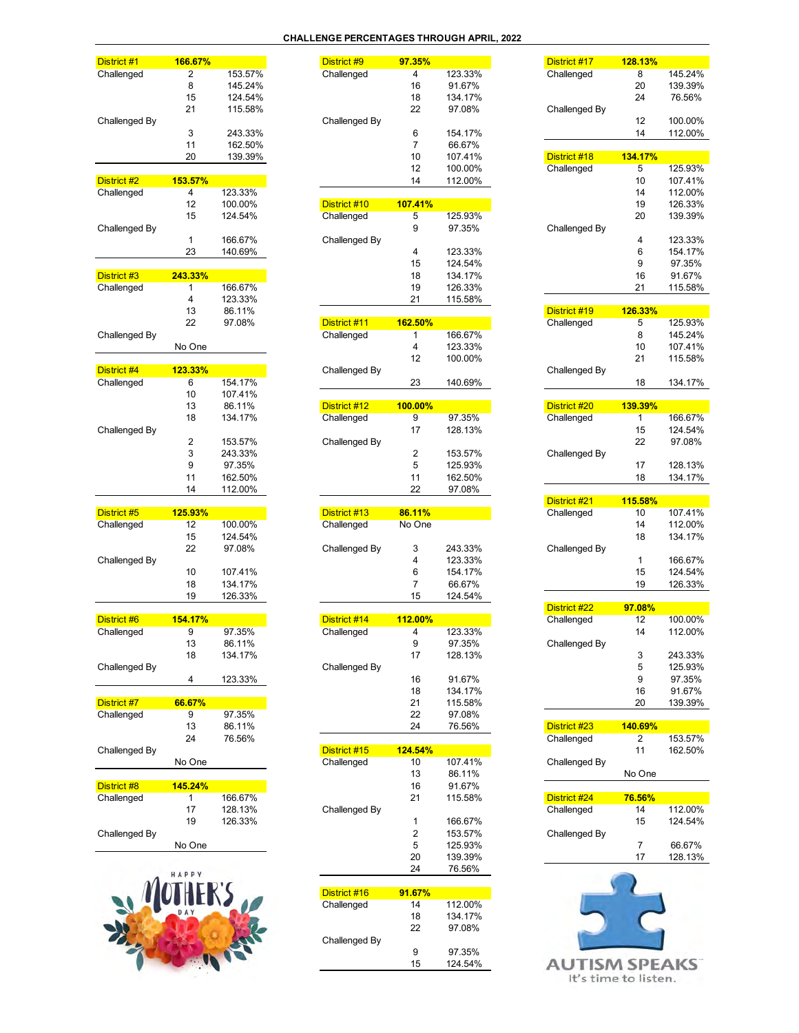# CHALLENGE PERCENTAGES THROUGH APRIL, 2022

| District #1 | 166.67% | |
|---|---|---|
| Challenged | 2 | 153.57% |
| | 8 | 145.24% |
| | 15 | 124.54% |
| | 21 | 115.58% |
| Challenged By | | |
| | 3 | 243.33% |
| | 11 | 162.50% |
| | 20 | 139.39% |

| District #2 | 153.57% | |
|---|---|---|
| Challenged | 4 | 123.33% |
| | 12 | 100.00% |
| | 15 | 124.54% |
| Challenged By | | |
| | 1 | 166.67% |
| | 23 | 140.69% |

| District #3 | 243.33% | |
|---|---|---|
| Challenged | 1 | 166.67% |
| | 4 | 123.33% |
| | 13 | 86.11% |
| | 22 | 97.08% |
| Challenged By | | |
| | No One | |

| District #4 | 123.33% | |
|---|---|---|
| Challenged | 6 | 154.17% |
| | 10 | 107.41% |
| | 13 | 86.11% |
| | 18 | 134.17% |
| Challenged By | | |
| | 2 | 153.57% |
| | 3 | 243.33% |
| | 9 | 97.35% |
| | 11 | 162.50% |
| | 14 | 112.00% |

| District #5 | 125.93% | |
|---|---|---|
| Challenged | 12 | 100.00% |
| | 15 | 124.54% |
| | 22 | 97.08% |
| Challenged By | | |
| | 10 | 107.41% |
| | 18 | 134.17% |
| | 19 | 126.33% |

| District #6 | 154.17% | |
|---|---|---|
| Challenged | 9 | 97.35% |
| | 13 | 86.11% |
| | 18 | 134.17% |
| Challenged By | | |
| | 4 | 123.33% |

| District #7 | 66.67% | |
|---|---|---|
| Challenged | 9 | 97.35% |
| | 13 | 86.11% |
| | 24 | 76.56% |
| Challenged By | | |
| | No One | |

| District #8 | 145.24% | |
|---|---|---|
| Challenged | 1 | 166.67% |
| | 17 | 128.13% |
| | 19 | 126.33% |
| Challenged By | | |
| | No One | |

| District #9 | 97.35% | |
|---|---|---|
| Challenged | 4 | 123.33% |
| | 16 | 91.67% |
| | 18 | 134.17% |
| | 22 | 97.08% |
| Challenged By | | |
| | 6 | 154.17% |
| | 7 | 66.67% |
| | 10 | 107.41% |
| | 12 | 100.00% |
| | 14 | 112.00% |

| District #10 | 107.41% | |
|---|---|---|
| Challenged | 5 | 125.93% |
| | 9 | 97.35% |
| Challenged By | | |
| | 4 | 123.33% |
| | 15 | 124.54% |
| | 18 | 134.17% |
| | 19 | 126.33% |
| | 21 | 115.58% |

| District #11 | 162.50% | |
|---|---|---|
| Challenged | 1 | 166.67% |
| | 4 | 123.33% |
| | 12 | 100.00% |
| Challenged By | | |
| | 23 | 140.69% |

| District #12 | 100.00% | |
|---|---|---|
| Challenged | 9 | 97.35% |
| | 17 | 128.13% |
| Challenged By | | |
| | 2 | 153.57% |
| | 5 | 125.93% |
| | 11 | 162.50% |
| | 22 | 97.08% |

| District #13 | 86.11% | |
|---|---|---|
| Challenged | No One | |
| Challenged By | 3 | 243.33% |
| | 4 | 123.33% |
| | 6 | 154.17% |
| | 7 | 66.67% |
| | 15 | 124.54% |

| District #14 | 112.00% | |
|---|---|---|
| Challenged | 4 | 123.33% |
| | 9 | 97.35% |
| | 17 | 128.13% |
| Challenged By | | |
| | 16 | 91.67% |
| | 18 | 134.17% |
| | 21 | 115.58% |
| | 22 | 97.08% |
| | 24 | 76.56% |

| District #15 | 124.54% | |
|---|---|---|
| Challenged | 10 | 107.41% |
| | 13 | 86.11% |
| | 16 | 91.67% |
| | 21 | 115.58% |
| Challenged By | | |
| | 1 | 166.67% |
| | 2 | 153.57% |
| | 5 | 125.93% |
| | 20 | 139.39% |
| | 24 | 76.56% |

| District #16 | 91.67% | |
|---|---|---|
| Challenged | 14 | 112.00% |
| | 18 | 134.17% |
| | 22 | 97.08% |
| Challenged By | | |
| | 9 | 97.35% |
| | 15 | 124.54% |

| District #17 | 128.13% | |
|---|---|---|
| Challenged | 8 | 145.24% |
| | 20 | 139.39% |
| | 24 | 76.56% |
| Challenged By | | |
| | 12 | 100.00% |
| | 14 | 112.00% |

| District #18 | 134.17% | |
|---|---|---|
| Challenged | 5 | 125.93% |
| | 10 | 107.41% |
| | 14 | 112.00% |
| | 19 | 126.33% |
| | 20 | 139.39% |
| Challenged By | | |
| | 4 | 123.33% |
| | 6 | 154.17% |
| | 9 | 97.35% |
| | 16 | 91.67% |
| | 21 | 115.58% |

| District #19 | 126.33% | |
|---|---|---|
| Challenged | 5 | 125.93% |
| | 8 | 145.24% |
| | 10 | 107.41% |
| | 21 | 115.58% |
| Challenged By | | |
| | 18 | 134.17% |

| District #20 | 139.39% | |
|---|---|---|
| Challenged | 1 | 166.67% |
| | 15 | 124.54% |
| | 22 | 97.08% |
| Challenged By | | |
| | 17 | 128.13% |
| | 18 | 134.17% |

| District #21 | 115.58% | |
|---|---|---|
| Challenged | 10 | 107.41% |
| | 14 | 112.00% |
| | 18 | 134.17% |
| Challenged By | | |
| | 1 | 166.67% |
| | 15 | 124.54% |
| | 19 | 126.33% |

| District #22 | 97.08% | |
|---|---|---|
| Challenged | 12 | 100.00% |
| | 14 | 112.00% |
| Challenged By | | |
| | 3 | 243.33% |
| | 5 | 125.93% |
| | 9 | 97.35% |
| | 16 | 91.67% |
| | 20 | 139.39% |

| District #23 | 140.69% | |
|---|---|---|
| Challenged | 2 | 153.57% |
| | 11 | 162.50% |
| Challenged By | | |
| | No One | |

| District #24 | 76.56% | |
|---|---|---|
| Challenged | 14 | 112.00% |
| | 15 | 124.54% |
| Challenged By | | |
| | 7 | 66.67% |
| | 17 | 128.13% |

HAPPY MOTHER'S DAY

AUTISM SPEAKS
It's time to listen.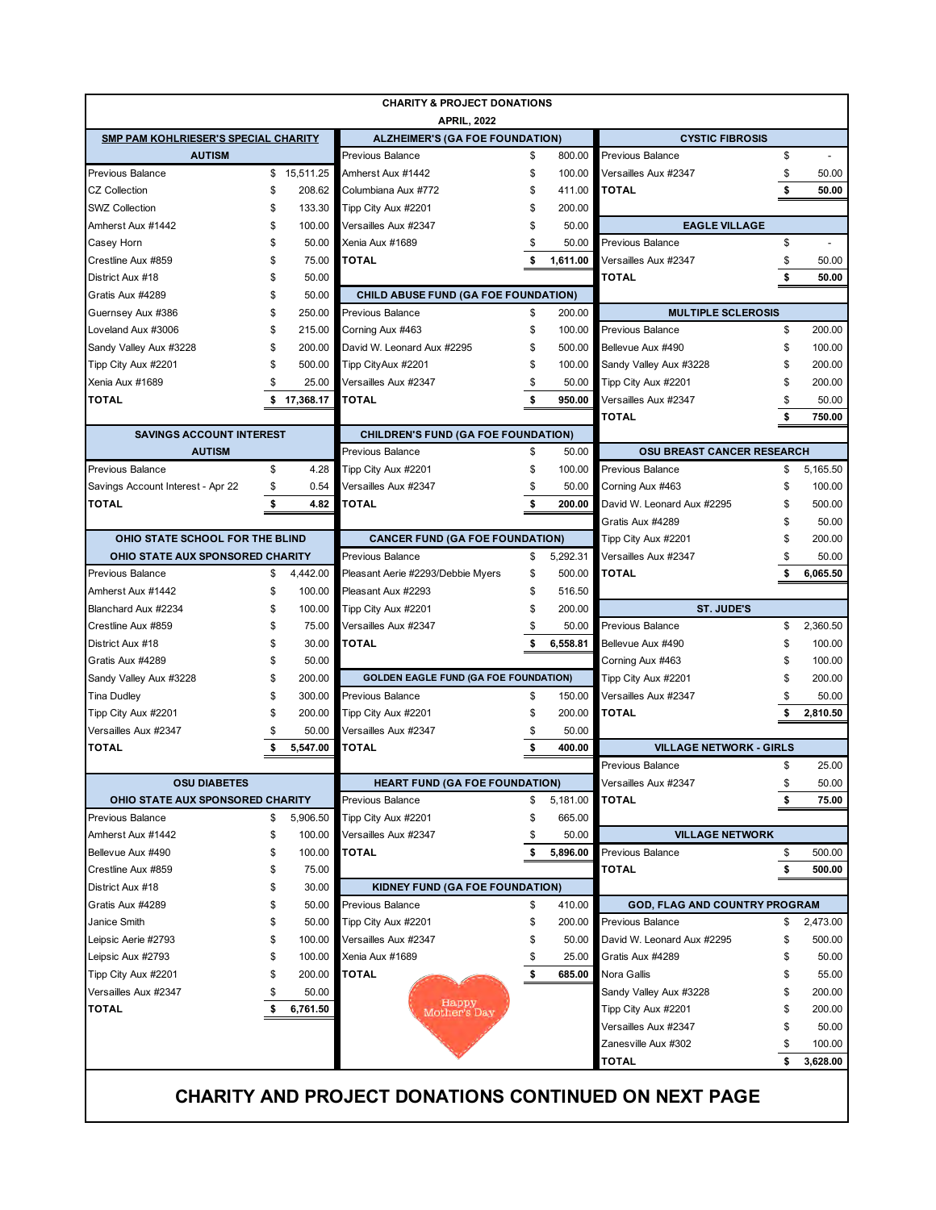# CHARITY & PROJECT DONATIONS

## APRIL, 2022

### SMP PAM KOHLRIESER'S SPECIAL CHARITY – AUTISM

| Item | Amount |
|---|---|
| Previous Balance | $ 15,511.25 |
| CZ Collection | $ 208.62 |
| SWZ Collection | $ 133.30 |
| Amherst Aux #1442 | $ 100.00 |
| Casey Horn | $ 50.00 |
| Crestline Aux #859 | $ 75.00 |
| District Aux #18 | $ 50.00 |
| Gratis Aux #4289 | $ 50.00 |
| Guernsey Aux #386 | $ 250.00 |
| Loveland Aux #3006 | $ 215.00 |
| Sandy Valley Aux #3228 | $ 200.00 |
| Tipp City Aux #2201 | $ 500.00 |
| Xenia Aux #1689 | $ 25.00 |
| **TOTAL** | **$ 17,368.17** |

### SAVINGS ACCOUNT INTEREST – AUTISM

| Item | Amount |
|---|---|
| Previous Balance | $ 4.28 |
| Savings Account Interest - Apr 22 | $ 0.54 |
| **TOTAL** | **$ 4.82** |

### OHIO STATE SCHOOL FOR THE BLIND – OHIO STATE AUX SPONSORED CHARITY

| Item | Amount |
|---|---|
| Previous Balance | $ 4,442.00 |
| Amherst Aux #1442 | $ 100.00 |
| Blanchard Aux #2234 | $ 100.00 |
| Crestline Aux #859 | $ 75.00 |
| District Aux #18 | $ 30.00 |
| Gratis Aux #4289 | $ 50.00 |
| Sandy Valley Aux #3228 | $ 200.00 |
| Tina Dudley | $ 300.00 |
| Tipp City Aux #2201 | $ 200.00 |
| Versailles Aux #2347 | $ 50.00 |
| **TOTAL** | **$ 5,547.00** |

### OSU DIABETES – OHIO STATE AUX SPONSORED CHARITY

| Item | Amount |
|---|---|
| Previous Balance | $ 5,906.50 |
| Amherst Aux #1442 | $ 100.00 |
| Bellevue Aux #490 | $ 100.00 |
| Crestline Aux #859 | $ 75.00 |
| District Aux #18 | $ 30.00 |
| Gratis Aux #4289 | $ 50.00 |
| Janice Smith | $ 50.00 |
| Leipsic Aerie #2793 | $ 100.00 |
| Leipsic Aux #2793 | $ 100.00 |
| Tipp City Aux #2201 | $ 200.00 |
| Versailles Aux #2347 | $ 50.00 |
| **TOTAL** | **$ 6,761.50** |

### ALZHEIMER'S (GA FOE FOUNDATION)

| Item | Amount |
|---|---|
| Previous Balance | $ 800.00 |
| Amherst Aux #1442 | $ 100.00 |
| Columbiana Aux #772 | $ 411.00 |
| Tipp City Aux #2201 | $ 200.00 |
| Versailles Aux #2347 | $ 50.00 |
| Xenia Aux #1689 | $ 50.00 |
| **TOTAL** | **$ 1,611.00** |

### CHILD ABUSE FUND (GA FOE FOUNDATION)

| Item | Amount |
|---|---|
| Previous Balance | $ 200.00 |
| Corning Aux #463 | $ 100.00 |
| David W. Leonard Aux #2295 | $ 500.00 |
| Tipp CityAux #2201 | $ 100.00 |
| Versailles Aux #2347 | $ 50.00 |
| **TOTAL** | **$ 950.00** |

### CHILDREN'S FUND (GA FOE FOUNDATION)

| Item | Amount |
|---|---|
| Previous Balance | $ 50.00 |
| Tipp City Aux #2201 | $ 100.00 |
| Versailles Aux #2347 | $ 50.00 |
| **TOTAL** | **$ 200.00** |

### CANCER FUND (GA FOE FOUNDATION)

| Item | Amount |
|---|---|
| Previous Balance | $ 5,292.31 |
| Pleasant Aerie #2293/Debbie Myers | $ 500.00 |
| Pleasant Aux #2293 | $ 516.50 |
| Tipp City Aux #2201 | $ 200.00 |
| Versailles Aux #2347 | $ 50.00 |
| **TOTAL** | **$ 6,558.81** |

### GOLDEN EAGLE FUND (GA FOE FOUNDATION)

| Item | Amount |
|---|---|
| Previous Balance | $ 150.00 |
| Tipp City Aux #2201 | $ 200.00 |
| Versailles Aux #2347 | $ 50.00 |
| **TOTAL** | **$ 400.00** |

### HEART FUND (GA FOE FOUNDATION)

| Item | Amount |
|---|---|
| Previous Balance | $ 5,181.00 |
| Tipp City Aux #2201 | $ 665.00 |
| Versailles Aux #2347 | $ 50.00 |
| **TOTAL** | **$ 5,896.00** |

### KIDNEY FUND (GA FOE FOUNDATION)

| Item | Amount |
|---|---|
| Previous Balance | $ 410.00 |
| Tipp City Aux #2201 | $ 200.00 |
| Versailles Aux #2347 | $ 50.00 |
| Xenia Aux #1689 | $ 25.00 |
| **TOTAL** | **$ 685.00** |

Happy Mother's Day

### CYSTIC FIBROSIS

| Item | Amount |
|---|---|
| Previous Balance | $ - |
| Versailles Aux #2347 | $ 50.00 |
| **TOTAL** | **$ 50.00** |

### EAGLE VILLAGE

| Item | Amount |
|---|---|
| Previous Balance | $ - |
| Versailles Aux #2347 | $ 50.00 |
| **TOTAL** | **$ 50.00** |

### MULTIPLE SCLEROSIS

| Item | Amount |
|---|---|
| Previous Balance | $ 200.00 |
| Bellevue Aux #490 | $ 100.00 |
| Sandy Valley Aux #3228 | $ 200.00 |
| Tipp City Aux #2201 | $ 200.00 |
| Versailles Aux #2347 | $ 50.00 |
| **TOTAL** | **$ 750.00** |

### OSU BREAST CANCER RESEARCH

| Item | Amount |
|---|---|
| Previous Balance | $ 5,165.50 |
| Corning Aux #463 | $ 100.00 |
| David W. Leonard Aux #2295 | $ 500.00 |
| Gratis Aux #4289 | $ 50.00 |
| Tipp City Aux #2201 | $ 200.00 |
| Versailles Aux #2347 | $ 50.00 |
| **TOTAL** | **$ 6,065.50** |

### ST. JUDE'S

| Item | Amount |
|---|---|
| Previous Balance | $ 2,360.50 |
| Bellevue Aux #490 | $ 100.00 |
| Corning Aux #463 | $ 100.00 |
| Tipp City Aux #2201 | $ 200.00 |
| Versailles Aux #2347 | $ 50.00 |
| **TOTAL** | **$ 2,810.50** |

### VILLAGE NETWORK - GIRLS

| Item | Amount |
|---|---|
| Previous Balance | $ 25.00 |
| Versailles Aux #2347 | $ 50.00 |
| **TOTAL** | **$ 75.00** |

### VILLAGE NETWORK

| Item | Amount |
|---|---|
| Previous Balance | $ 500.00 |
| **TOTAL** | **$ 500.00** |

### GOD, FLAG AND COUNTRY PROGRAM

| Item | Amount |
|---|---|
| Previous Balance | $ 2,473.00 |
| David W. Leonard Aux #2295 | $ 500.00 |
| Gratis Aux #4289 | $ 50.00 |
| Nora Gallis | $ 55.00 |
| Sandy Valley Aux #3228 | $ 200.00 |
| Tipp City Aux #2201 | $ 200.00 |
| Versailles Aux #2347 | $ 50.00 |
| Zanesville Aux #302 | $ 100.00 |
| **TOTAL** | **$ 3,628.00** |

**CHARITY AND PROJECT DONATIONS CONTINUED ON NEXT PAGE**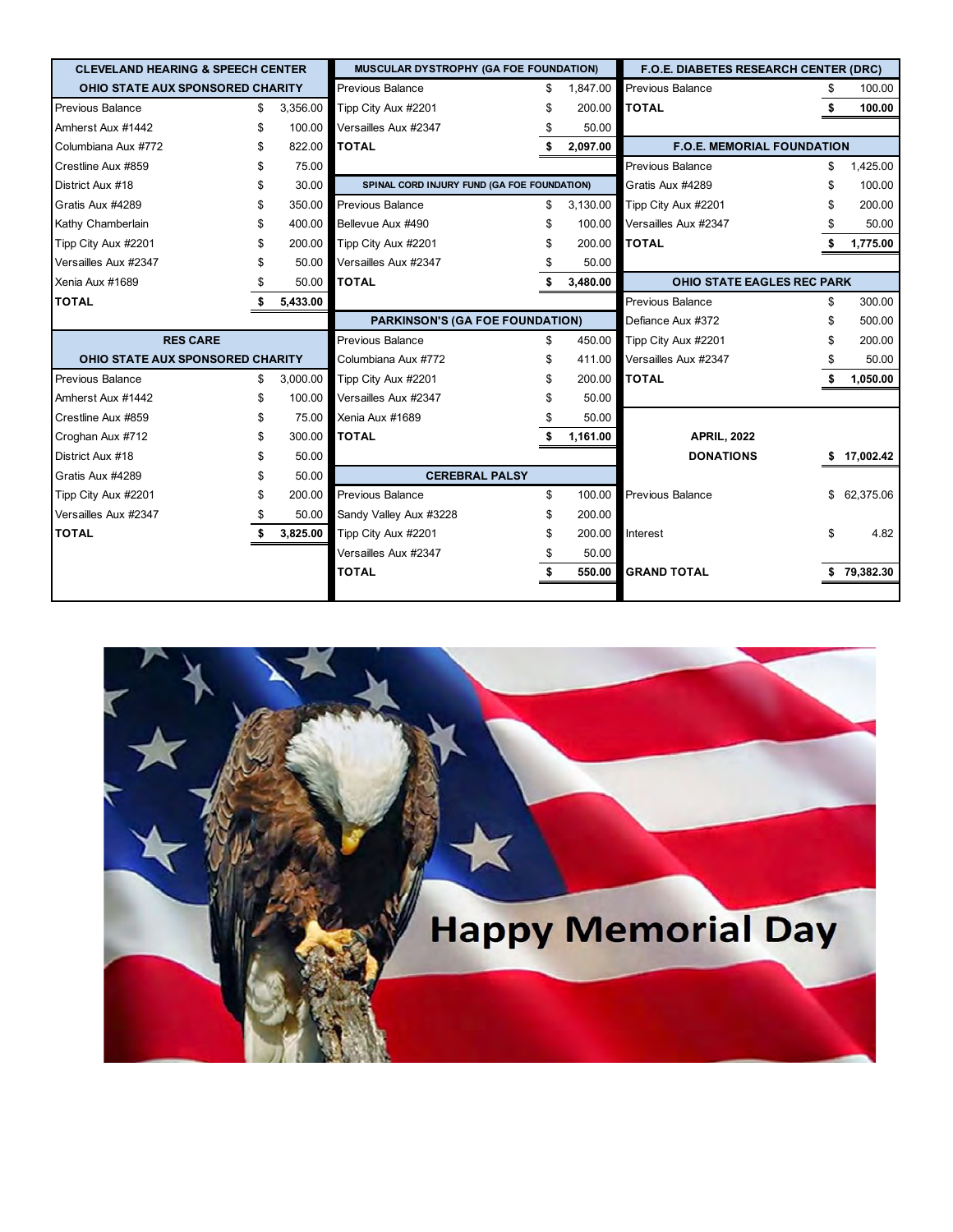| CLEVELAND HEARING & SPEECH CENTER | |
|---|---|
| OHIO STATE AUX SPONSORED CHARITY | |
| Previous Balance | $ 3,356.00 |
| Amherst Aux #1442 | $ 100.00 |
| Columbiana Aux #772 | $ 822.00 |
| Crestline Aux #859 | $ 75.00 |
| District Aux #18 | $ 30.00 |
| Gratis Aux #4289 | $ 350.00 |
| Kathy Chamberlain | $ 400.00 |
| Tipp City Aux #2201 | $ 200.00 |
| Versailles Aux #2347 | $ 50.00 |
| Xenia Aux #1689 | $ 50.00 |
| **TOTAL** | **$ 5,433.00** |

| RES CARE | |
|---|---|
| OHIO STATE AUX SPONSORED CHARITY | |
| Previous Balance | $ 3,000.00 |
| Amherst Aux #1442 | $ 100.00 |
| Crestline Aux #859 | $ 75.00 |
| Croghan Aux #712 | $ 300.00 |
| District Aux #18 | $ 50.00 |
| Gratis Aux #4289 | $ 50.00 |
| Tipp City Aux #2201 | $ 200.00 |
| Versailles Aux #2347 | $ 50.00 |
| **TOTAL** | **$ 3,825.00** |

| MUSCULAR DYSTROPHY (GA FOE FOUNDATION) | |
|---|---|
| Previous Balance | $ 1,847.00 |
| Tipp City Aux #2201 | $ 200.00 |
| Versailles Aux #2347 | $ 50.00 |
| **TOTAL** | **$ 2,097.00** |

| SPINAL CORD INJURY FUND (GA FOE FOUNDATION) | |
|---|---|
| Previous Balance | $ 3,130.00 |
| Bellevue Aux #490 | $ 100.00 |
| Tipp City Aux #2201 | $ 200.00 |
| Versailles Aux #2347 | $ 50.00 |
| **TOTAL** | **$ 3,480.00** |

| PARKINSON'S (GA FOE FOUNDATION) | |
|---|---|
| Previous Balance | $ 450.00 |
| Columbiana Aux #772 | $ 411.00 |
| Tipp City Aux #2201 | $ 200.00 |
| Versailles Aux #2347 | $ 50.00 |
| Xenia Aux #1689 | $ 50.00 |
| **TOTAL** | **$ 1,161.00** |

| CEREBRAL PALSY | |
|---|---|
| Previous Balance | $ 100.00 |
| Sandy Valley Aux #3228 | $ 200.00 |
| Tipp City Aux #2201 | $ 200.00 |
| Versailles Aux #2347 | $ 50.00 |
| **TOTAL** | **$ 550.00** |

| F.O.E. DIABETES RESEARCH CENTER (DRC) | |
|---|---|
| Previous Balance | $ 100.00 |
| **TOTAL** | **$ 100.00** |

| F.O.E. MEMORIAL FOUNDATION | |
|---|---|
| Previous Balance | $ 1,425.00 |
| Gratis Aux #4289 | $ 100.00 |
| Tipp City Aux #2201 | $ 200.00 |
| Versailles Aux #2347 | $ 50.00 |
| **TOTAL** | **$ 1,775.00** |

| OHIO STATE EAGLES REC PARK | |
|---|---|
| Previous Balance | $ 300.00 |
| Defiance Aux #372 | $ 500.00 |
| Tipp City Aux #2201 | $ 200.00 |
| Versailles Aux #2347 | $ 50.00 |
| **TOTAL** | **$ 1,050.00** |

| APRIL, 2022 | |
|---|---|
| **DONATIONS** | **$ 17,002.42** |
| Previous Balance | $ 62,375.06 |
| Interest | $ 4.82 |
| **GRAND TOTAL** | **$ 79,382.30** |

Happy Memorial Day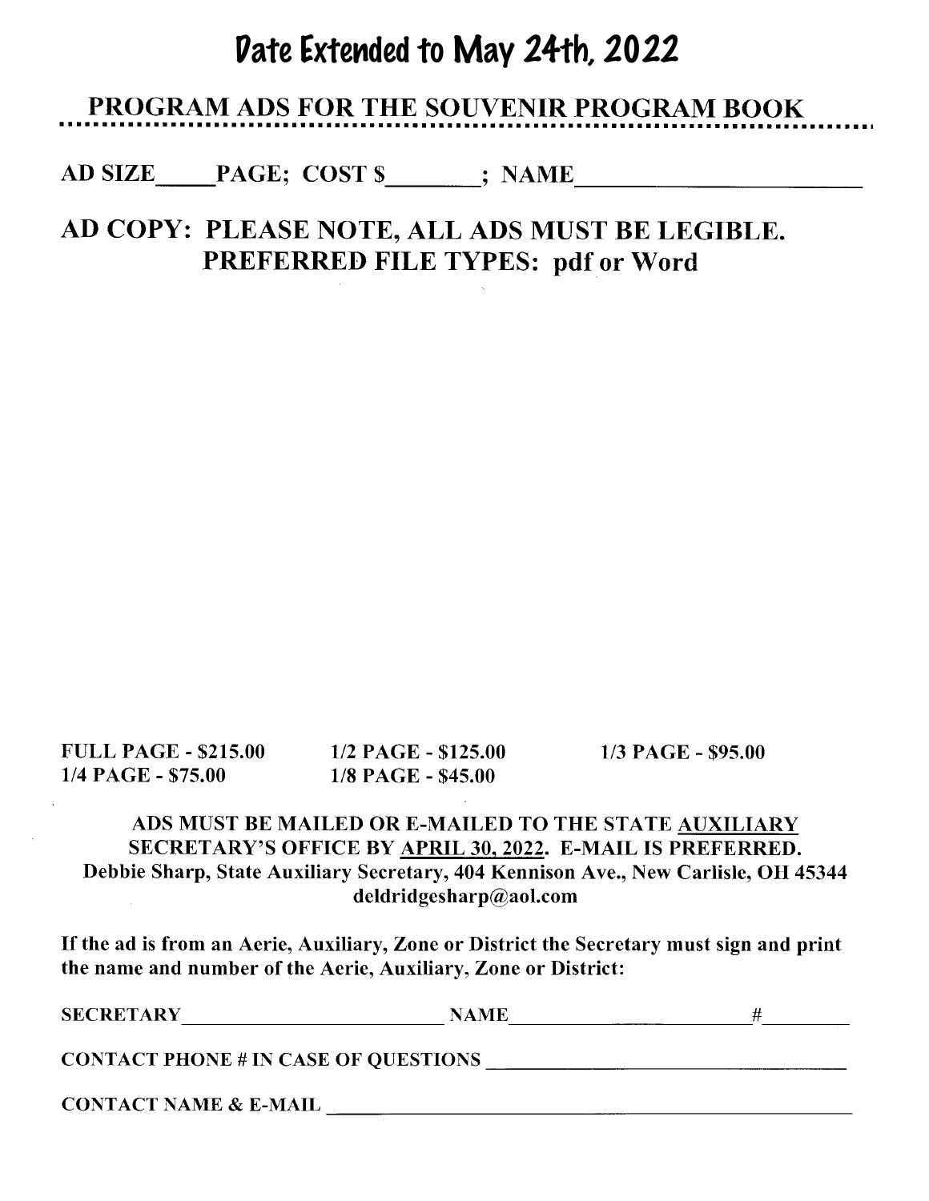# Date Extended to May 24th, 2022

## PROGRAM ADS FOR THE SOUVENIR PROGRAM BOOK

**AD SIZE\_\_\_\_\_PAGE; COST $\_\_\_\_\_\_\_\_; NAME\_\_\_\_\_\_\_\_\_\_\_\_\_\_\_\_\_\_\_\_\_\_\_\_\_**

**AD COPY: PLEASE NOTE, ALL ADS MUST BE LEGIBLE.**
**PREFERRED FILE TYPES: pdf or Word**

**FULL PAGE - $215.00** **1/2 PAGE - $125.00** **1/3 PAGE - $95.00**
**1/4 PAGE - $75.00** **1/8 PAGE - $45.00**

**ADS MUST BE MAILED OR E-MAILED TO THE STATE <u>AUXILIARY</u> SECRETARY'S OFFICE BY <u>APRIL 30, 2022</u>. E-MAIL IS PREFERRED.**
**Debbie Sharp, State Auxiliary Secretary, 404 Kennison Ave., New Carlisle, OH 45344**
**deldridgesharp@aol.com**

**If the ad is from an Aerie, Auxiliary, Zone or District the Secretary must sign and print the name and number of the Aerie, Auxiliary, Zone or District:**

**SECRETARY\_\_\_\_\_\_\_\_\_\_\_\_\_\_\_\_\_\_\_\_\_\_\_\_\_\_ NAME\_\_\_\_\_\_\_\_\_\_\_\_\_\_\_\_\_\_\_\_\_\_\_\_\_#\_\_\_\_\_\_\_\_\_**

**CONTACT PHONE # IN CASE OF QUESTIONS \_\_\_\_\_\_\_\_\_\_\_\_\_\_\_\_\_\_\_\_\_\_\_\_\_\_\_\_\_\_\_\_\_\_\_\_**

**CONTACT NAME & E-MAIL \_\_\_\_\_\_\_\_\_\_\_\_\_\_\_\_\_\_\_\_\_\_\_\_\_\_\_\_\_\_\_\_\_\_\_\_\_\_\_\_\_\_\_\_\_\_\_\_\_\_\_\_**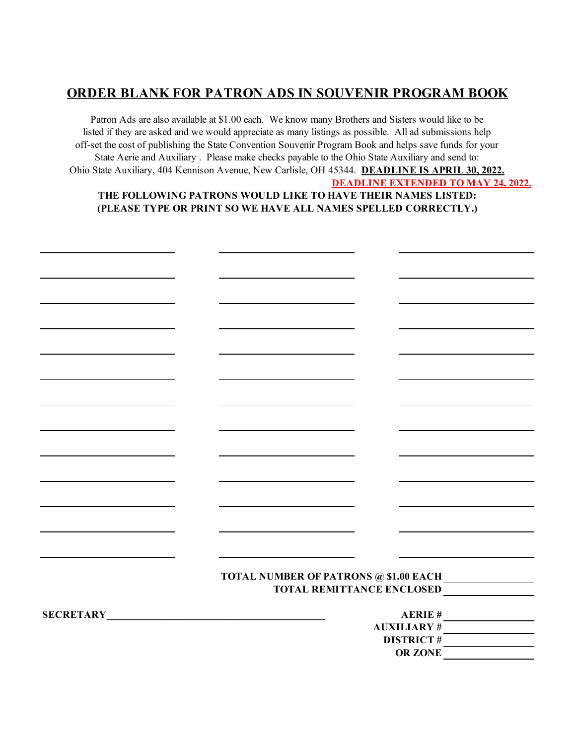# ORDER BLANK FOR PATRON ADS IN SOUVENIR PROGRAM BOOK

Patron Ads are also available at $1.00 each. We know many Brothers and Sisters would like to be listed if they are asked and we would appreciate as many listings as possible. All ad submissions help off-set the cost of publishing the State Convention Souvenir Program Book and helps save funds for your State Aerie and Auxiliary . Please make checks payable to the Ohio State Auxiliary and send to: Ohio State Auxiliary, 404 Kennison Avenue, New Carlisle, OH 45344. **DEADLINE IS APRIL 30, 2022.**

**DEADLINE EXTENDED TO MAY 24, 2022.**

**THE FOLLOWING PATRONS WOULD LIKE TO HAVE THEIR NAMES LISTED:**
**(PLEASE TYPE OR PRINT SO WE HAVE ALL NAMES SPELLED CORRECTLY.)**

| ____________________ | ____________________ | ____________________ |
|---|---|---|
| ____________________ | ____________________ | ____________________ |
| ____________________ | ____________________ | ____________________ |
| ____________________ | ____________________ | ____________________ |
| ____________________ | ____________________ | ____________________ |
| ____________________ | ____________________ | ____________________ |
| ____________________ | ____________________ | ____________________ |
| ____________________ | ____________________ | ____________________ |
| ____________________ | ____________________ | ____________________ |
| ____________________ | ____________________ | ____________________ |
| ____________________ | ____________________ | ____________________ |
| ____________________ | ____________________ | ____________________ |
| ____________________ | ____________________ | ____________________ |

**TOTAL NUMBER OF PATRONS @ $1.00 EACH** ____________

**TOTAL REMITTANCE ENCLOSED** ____________

**SECRETARY** ________________________________

**AERIE #** ____________

**AUXILIARY #** ____________

**DISTRICT #** ____________

**OR ZONE** ____________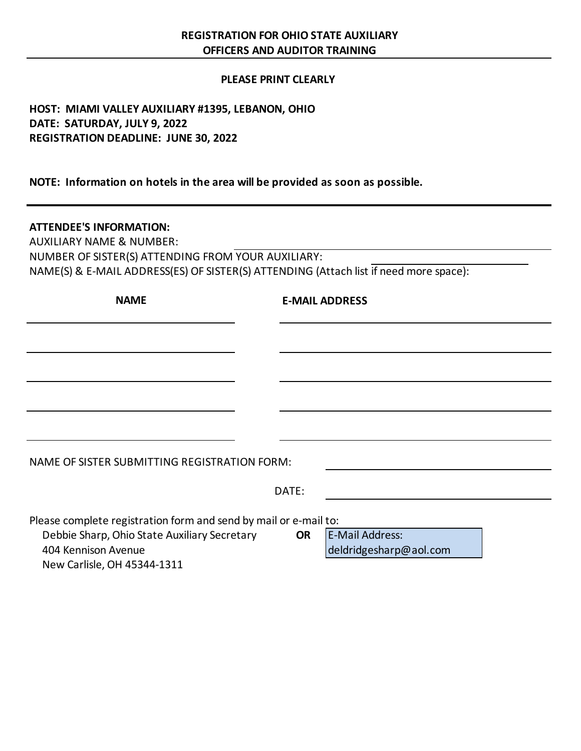# REGISTRATION FOR OHIO STATE AUXILIARY OFFICERS AND AUDITOR TRAINING

**PLEASE PRINT CLEARLY**

**HOST: MIAMI VALLEY AUXILIARY #1395, LEBANON, OHIO**
**DATE: SATURDAY, JULY 9, 2022**
**REGISTRATION DEADLINE: JUNE 30, 2022**

**NOTE: Information on hotels in the area will be provided as soon as possible.**

---

**ATTENDEE'S INFORMATION:**

AUXILIARY NAME & NUMBER: ______________________________

NUMBER OF SISTER(S) ATTENDING FROM YOUR AUXILIARY: ______________________________

NAME(S) & E-MAIL ADDRESS(ES) OF SISTER(S) ATTENDING (Attach list if need more space):

| NAME | E-MAIL ADDRESS |
|---|---|
| | |
| | |
| | |
| | |
| | |

NAME OF SISTER SUBMITTING REGISTRATION FORM: ______________________________

DATE: ______________________________

Please complete registration form and send by mail or e-mail to:

Debbie Sharp, Ohio State Auxiliary Secretary
404 Kennison Avenue
New Carlisle, OH 45344-1311

**OR**

E-Mail Address:
deldridgesharp@aol.com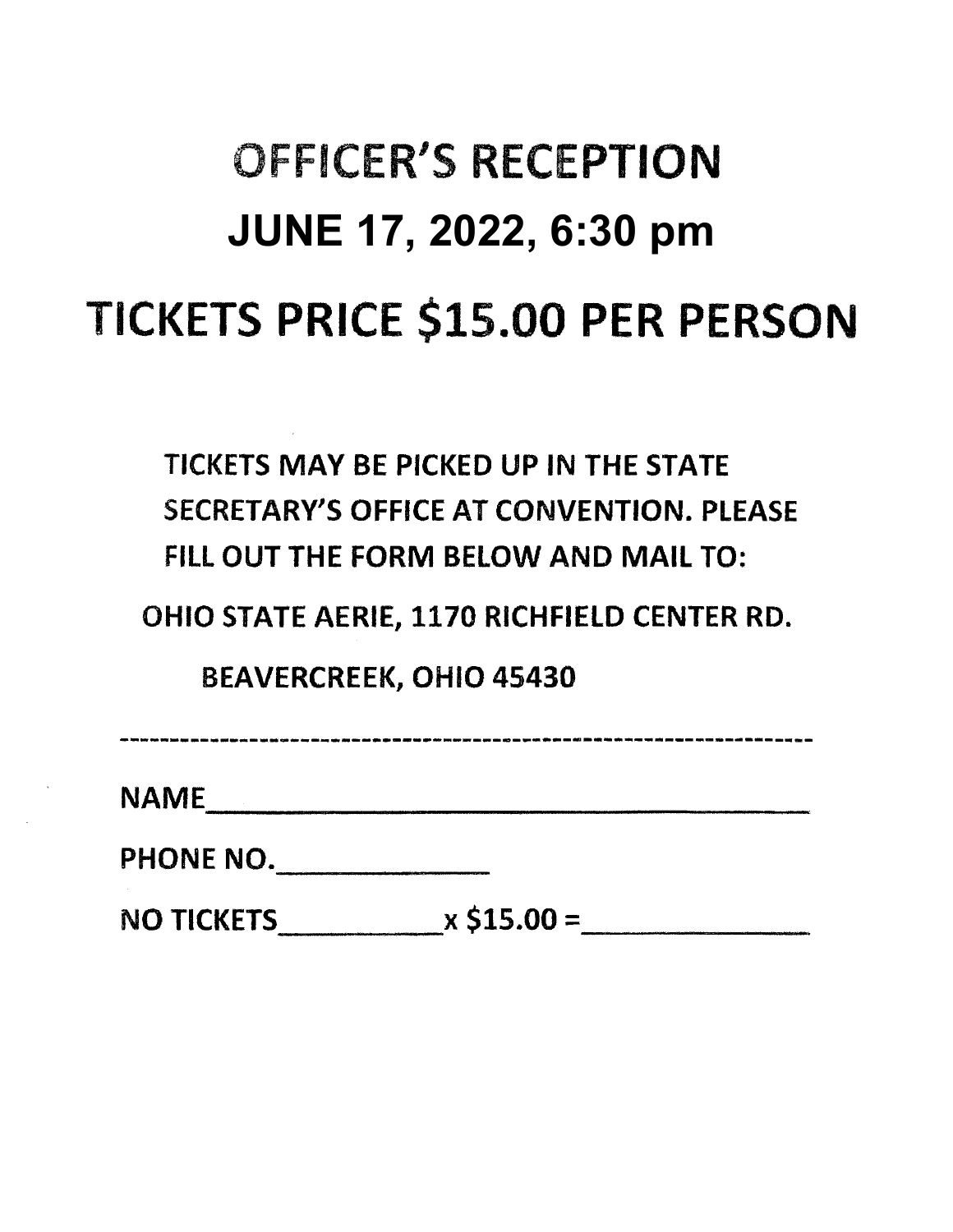# OFFICER'S RECEPTION

# JUNE 17, 2022, 6:30 pm

# TICKETS PRICE $15.00 PER PERSON

TICKETS MAY BE PICKED UP IN THE STATE SECRETARY'S OFFICE AT CONVENTION. PLEASE FILL OUT THE FORM BELOW AND MAIL TO:

OHIO STATE AERIE, 1170 RICHFIELD CENTER RD.

BEAVERCREEK, OHIO 45430

---

NAME________________________________________

PHONE NO.______________

NO TICKETS___________x $15.00 =_______________